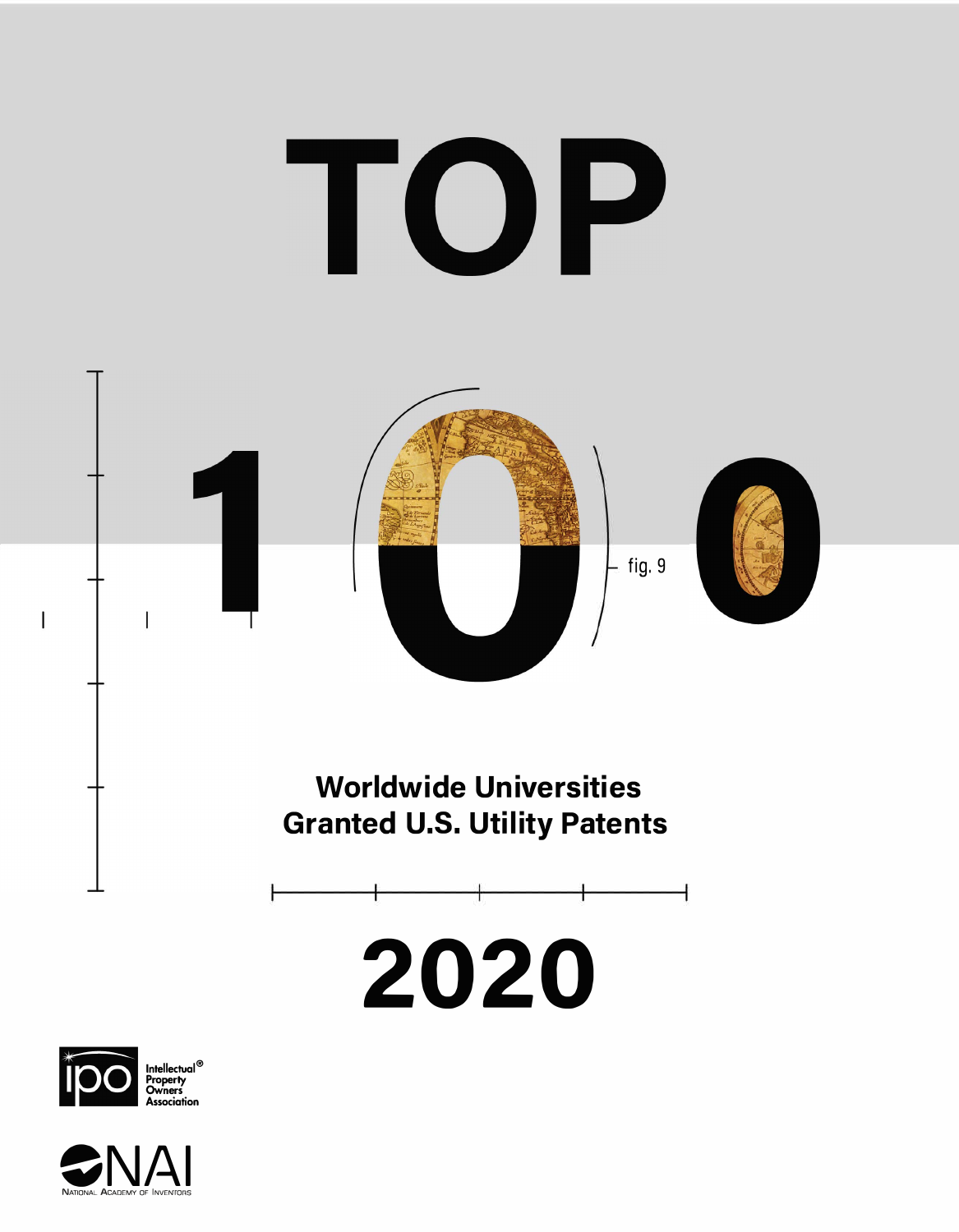# TOP 100

fig. 9

## Worldwide Universities Granted U.S. Utility Patents

# 2020

Intellectual® Property Owners Association

NAI National Academy of Inventors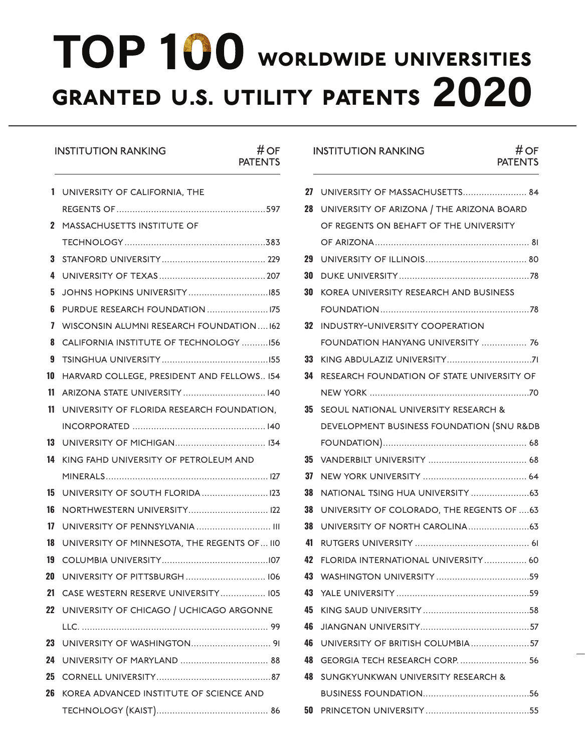# TOP 100 WORLDWIDE UNIVERSITIES GRANTED U.S. UTILITY PATENTS 2020

| INSTITUTION RANKING | | # OF PATENTS |
|---|---|---|
| 1 | UNIVERSITY OF CALIFORNIA, THE REGENTS OF | 597 |
| 2 | MASSACHUSETTS INSTITUTE OF TECHNOLOGY | 383 |
| 3 | STANFORD UNIVERSITY | 229 |
| 4 | UNIVERSITY OF TEXAS | 207 |
| 5 | JOHNS HOPKINS UNIVERSITY | 185 |
| 6 | PURDUE RESEARCH FOUNDATION | 175 |
| 7 | WISCONSIN ALUMNI RESEARCH FOUNDATION | 162 |
| 8 | CALIFORNIA INSTITUTE OF TECHNOLOGY | 156 |
| 9 | TSINGHUA UNIVERSITY | 155 |
| 10 | HARVARD COLLEGE, PRESIDENT AND FELLOWS | 154 |
| 11 | ARIZONA STATE UNIVERSITY | 140 |
| 11 | UNIVERSITY OF FLORIDA RESEARCH FOUNDATION, INCORPORATED | 140 |
| 13 | UNIVERSITY OF MICHIGAN | 134 |
| 14 | KING FAHD UNIVERSITY OF PETROLEUM AND MINERALS | 127 |
| 15 | UNIVERSITY OF SOUTH FLORIDA | 123 |
| 16 | NORTHWESTERN UNIVERSITY | 122 |
| 17 | UNIVERSITY OF PENNSYLVANIA | 111 |
| 18 | UNIVERSITY OF MINNESOTA, THE REGENTS OF | 110 |
| 19 | COLUMBIA UNIVERSITY | 107 |
| 20 | UNIVERSITY OF PITTSBURGH | 106 |
| 21 | CASE WESTERN RESERVE UNIVERSITY | 105 |
| 22 | UNIVERSITY OF CHICAGO / UCHICAGO ARGONNE LLC. | 99 |
| 23 | UNIVERSITY OF WASHINGTON | 91 |
| 24 | UNIVERSITY OF MARYLAND | 88 |
| 25 | CORNELL UNIVERSITY | 87 |
| 26 | KOREA ADVANCED INSTITUTE OF SCIENCE AND TECHNOLOGY (KAIST) | 86 |
| 27 | UNIVERSITY OF MASSACHUSETTS | 84 |
| 28 | UNIVERSITY OF ARIZONA / THE ARIZONA BOARD OF REGENTS ON BEHAFT OF THE UNIVERSITY OF ARIZONA | 81 |
| 29 | UNIVERSITY OF ILLINOIS | 80 |
| 30 | DUKE UNIVERSITY | 78 |
| 30 | KOREA UNIVERSITY RESEARCH AND BUSINESS FOUNDATION | 78 |
| 32 | INDUSTRY-UNIVERSITY COOPERATION FOUNDATION HANYANG UNIVERSITY | 76 |
| 33 | KING ABDULAZIZ UNIVERSITY | 71 |
| 34 | RESEARCH FOUNDATION OF STATE UNIVERSITY OF NEW YORK | 70 |
| 35 | SEOUL NATIONAL UNIVERSITY RESEARCH & DEVELOPMENT BUSINESS FOUNDATION (SNU R&DB FOUNDATION) | 68 |
| 35 | VANDERBILT UNIVERSITY | 68 |
| 37 | NEW YORK UNIVERSITY | 64 |
| 38 | NATIONAL TSING HUA UNIVERSITY | 63 |
| 38 | UNIVERSITY OF COLORADO, THE REGENTS OF | 63 |
| 38 | UNIVERSITY OF NORTH CAROLINA | 63 |
| 41 | RUTGERS UNIVERSITY | 61 |
| 42 | FLORIDA INTERNATIONAL UNIVERSITY | 60 |
| 43 | WASHINGTON UNIVERSITY | 59 |
| 43 | YALE UNIVERSITY | 59 |
| 45 | KING SAUD UNIVERSITY | 58 |
| 46 | JIANGNAN UNIVERSITY | 57 |
| 46 | UNIVERSITY OF BRITISH COLUMBIA | 57 |
| 48 | GEORGIA TECH RESEARCH CORP. | 56 |
| 48 | SUNGKYUNKWAN UNIVERSITY RESEARCH & BUSINESS FOUNDATION | 56 |
| 50 | PRINCETON UNIVERSITY | 55 |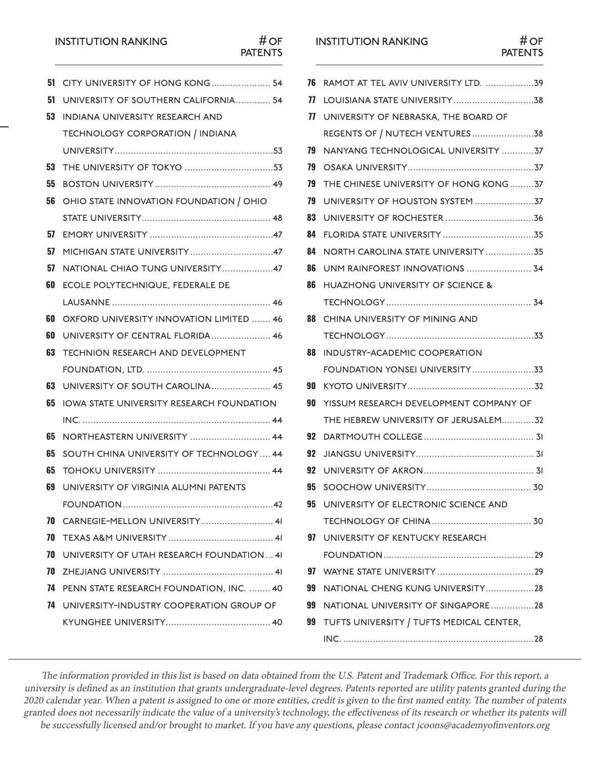| INSTITUTION RANKING | | # OF PATENTS |
|---|---|---|
| 51 | CITY UNIVERSITY OF HONG KONG | 54 |
| 51 | UNIVERSITY OF SOUTHERN CALIFORNIA | 54 |
| 53 | INDIANA UNIVERSITY RESEARCH AND TECHNOLOGY CORPORATION / INDIANA UNIVERSITY | 53 |
| 53 | THE UNIVERSITY OF TOKYO | 53 |
| 55 | BOSTON UNIVERSITY | 49 |
| 56 | OHIO STATE INNOVATION FOUNDATION / OHIO STATE UNIVERSITY | 48 |
| 57 | EMORY UNIVERSITY | 47 |
| 57 | MICHIGAN STATE UNIVERSITY | 47 |
| 57 | NATIONAL CHIAO TUNG UNIVERSITY | 47 |
| 60 | ECOLE POLYTECHNIQUE, FEDERALE DE LAUSANNE | 46 |
| 60 | OXFORD UNIVERSITY INNOVATION LIMITED | 46 |
| 60 | UNIVERSITY OF CENTRAL FLORIDA | 46 |
| 63 | TECHNION RESEARCH AND DEVELOPMENT FOUNDATION, LTD. | 45 |
| 63 | UNIVERSITY OF SOUTH CAROLINA | 45 |
| 65 | IOWA STATE UNIVERSITY RESEARCH FOUNDATION INC. | 44 |
| 65 | NORTHEASTERN UNIVERSITY | 44 |
| 65 | SOUTH CHINA UNIVERSITY OF TECHNOLOGY | 44 |
| 65 | TOHOKU UNIVERSITY | 44 |
| 69 | UNIVERSITY OF VIRGINIA ALUMNI PATENTS FOUNDATION | 42 |
| 70 | CARNEGIE-MELLON UNIVERSITY | 41 |
| 70 | TEXAS A&M UNIVERSITY | 41 |
| 70 | UNIVERSITY OF UTAH RESEARCH FOUNDATION | 41 |
| 70 | ZHEJIANG UNIVERSITY | 41 |
| 74 | PENN STATE RESEARCH FOUNDATION, INC. | 40 |
| 74 | UNIVERSITY-INDUSTRY COOPERATION GROUP OF KYUNGHEE UNIVERSITY | 40 |
| 76 | RAMOT AT TEL AVIV UNIVERSITY LTD. | 39 |
| 77 | LOUISIANA STATE UNIVERSITY | 38 |
| 77 | UNIVERSITY OF NEBRASKA, THE BOARD OF REGENTS OF / NUTECH VENTURES | 38 |
| 79 | NANYANG TECHNOLOGICAL UNIVERSITY | 37 |
| 79 | OSAKA UNIVERSITY | 37 |
| 79 | THE CHINESE UNIVERSITY OF HONG KONG | 37 |
| 79 | UNIVERSITY OF HOUSTON SYSTEM | 37 |
| 83 | UNIVERSITY OF ROCHESTER | 36 |
| 84 | FLORIDA STATE UNIVERSITY | 35 |
| 84 | NORTH CAROLINA STATE UNIVERSITY | 35 |
| 86 | UNM RAINFOREST INNOVATIONS | 34 |
| 86 | HUAZHONG UNIVERSITY OF SCIENCE & TECHNOLOGY | 34 |
| 88 | CHINA UNIVERSITY OF MINING AND TECHNOLOGY | 33 |
| 88 | INDUSTRY-ACADEMIC COOPERATION FOUNDATION YONSEI UNIVERSITY | 33 |
| 90 | KYOTO UNIVERSITY | 32 |
| 90 | YISSUM RESEARCH DEVELOPMENT COMPANY OF THE HEBREW UNIVERSITY OF JERUSALEM | 32 |
| 92 | DARTMOUTH COLLEGE | 31 |
| 92 | JIANGSU UNIVERSITY | 31 |
| 92 | UNIVERSITY OF AKRON | 31 |
| 95 | SOOCHOW UNIVERSITY | 30 |
| 95 | UNIVERSITY OF ELECTRONIC SCIENCE AND TECHNOLOGY OF CHINA | 30 |
| 97 | UNIVERSITY OF KENTUCKY RESEARCH FOUNDATION | 29 |
| 97 | WAYNE STATE UNIVERSITY | 29 |
| 99 | NATIONAL CHENG KUNG UNIVERSITY | 28 |
| 99 | NATIONAL UNIVERSITY OF SINGAPORE | 28 |
| 99 | TUFTS UNIVERSITY / TUFTS MEDICAL CENTER, INC. | 28 |

*The information provided in this list is based on data obtained from the U.S. Patent and Trademark Office. For this report, a university is defined as an institution that grants undergraduate-level degrees. Patents reported are utility patents granted during the 2020 calendar year. When a patent is assigned to one or more entities, credit is given to the first named entity. The number of patents granted does not necessarily indicate the value of a university's technology, the effectiveness of its research or whether its patents will be successfully licensed and/or brought to market. If you have any questions, please contact jcoons@academyofinventors.org*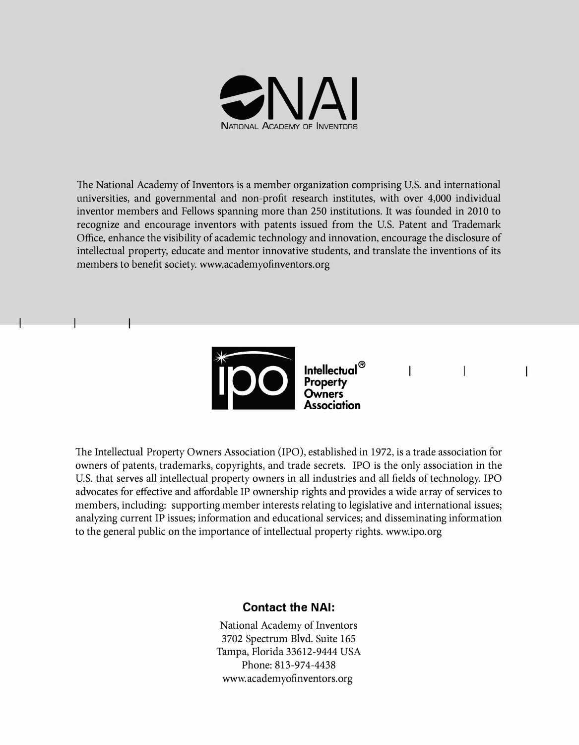NAI

NATIONAL ACADEMY OF INVENTORS

The National Academy of Inventors is a member organization comprising U.S. and international universities, and governmental and non-profit research institutes, with over 4,000 individual inventor members and Fellows spanning more than 250 institutions. It was founded in 2010 to recognize and encourage inventors with patents issued from the U.S. Patent and Trademark Office, enhance the visibility of academic technology and innovation, encourage the disclosure of intellectual property, educate and mentor innovative students, and translate the inventions of its members to benefit society. www.academyofinventors.org

ipo Intellectual® Property Owners Association

The Intellectual Property Owners Association (IPO), established in 1972, is a trade association for owners of patents, trademarks, copyrights, and trade secrets. IPO is the only association in the U.S. that serves all intellectual property owners in all industries and all fields of technology. IPO advocates for effective and affordable IP ownership rights and provides a wide array of services to members, including: supporting member interests relating to legislative and international issues; analyzing current IP issues; information and educational services; and disseminating information to the general public on the importance of intellectual property rights. www.ipo.org

**Contact the NAI:**

National Academy of Inventors
3702 Spectrum Blvd. Suite 165
Tampa, Florida 33612-9444 USA
Phone: 813-974-4438
www.academyofinventors.org